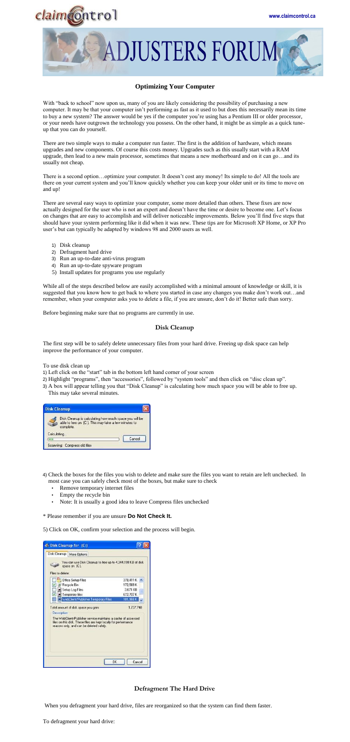# ADJUSTERS FORUM

## Optimizing Your Computer

With "back to school" now upon us, many of you are likely considering the possibility of purchasing a new computer. It may be that your computer isn't performing as fast as it used to but does this necessarily mean its time to buy a new system? The answer would be yes if the computer you're using has a Pentium III or older processor, or your needs have outgrown the technology you possess. On the other hand, it might be as simple as a quick tune-up that you can do yourself.

There are two simple ways to make a computer run faster. The first is the addition of hardware, which means upgrades and new components. Of course this costs money. Upgrades such as this usually start with a RAM upgrade, then lead to a new main processor, sometimes that means a new motherboard and on it can go…and its usually not cheap.

There is a second option…optimize your computer. It doesn't cost any money! Its simple to do! All the tools are there on your current system and you'll know quickly whether you can keep your older unit or its time to move on and up!

There are several easy ways to optimize your computer, some more detailed than others. These fixes are now actually designed for the user who is not an expert and doesn't have the time or desire to become one. Let's focus on changes that are easy to accomplish and will deliver noticeable improvements. Below you'll find five steps that should have your system performing like it did when it was new. These tips are for Microsoft XP Home, or XP Pro user's but can typically be adapted by windows 98 and 2000 users as well.

1) Disk cleanup
2) Defragment hard drive
3) Run an up-to-date anti-virus program
4) Run an up-to-date spyware program
5) Install updates for programs you use regularly

While all of the steps described below are easily accomplished with a minimal amount of knowledge or skill, it is suggested that you know how to get back to where you started in case any changes you make don't work out…and remember, when your computer asks you to delete a file, if you are unsure, don't do it! Better safe than sorry.

Before beginning make sure that no programs are currently in use.

## Disk Cleanup

The first step will be to safely delete unnecessary files from your hard drive. Freeing up disk space can help improve the performance of your computer.

To use disk clean up

1) Left click on the "start" tab in the bottom left hand corner of your screen
2) Highlight "programs", then "accessories", followed by "system tools" and then click on "disc clean up".
3) A box will appear telling you that "Disk Cleanup" is calculating how much space you will be able to free up. This may take several minutes.

4) Check the boxes for the files you wish to delete and make sure the files you want to retain are left unchecked. In most case you can safely check most of the boxes, but make sure to check
   - Remove temporary internet files
   - Empty the recycle bin
   - Note: It is usually a good idea to leave Compress files unchecked

\* Please remember if you are unsure **Do Not Check It.**

5) Click on OK, confirm your selection and the process will begin.

## Defragment The Hard Drive

When you defragment your hard drive, files are reorganized so that the system can find them faster.

To defragment your hard drive: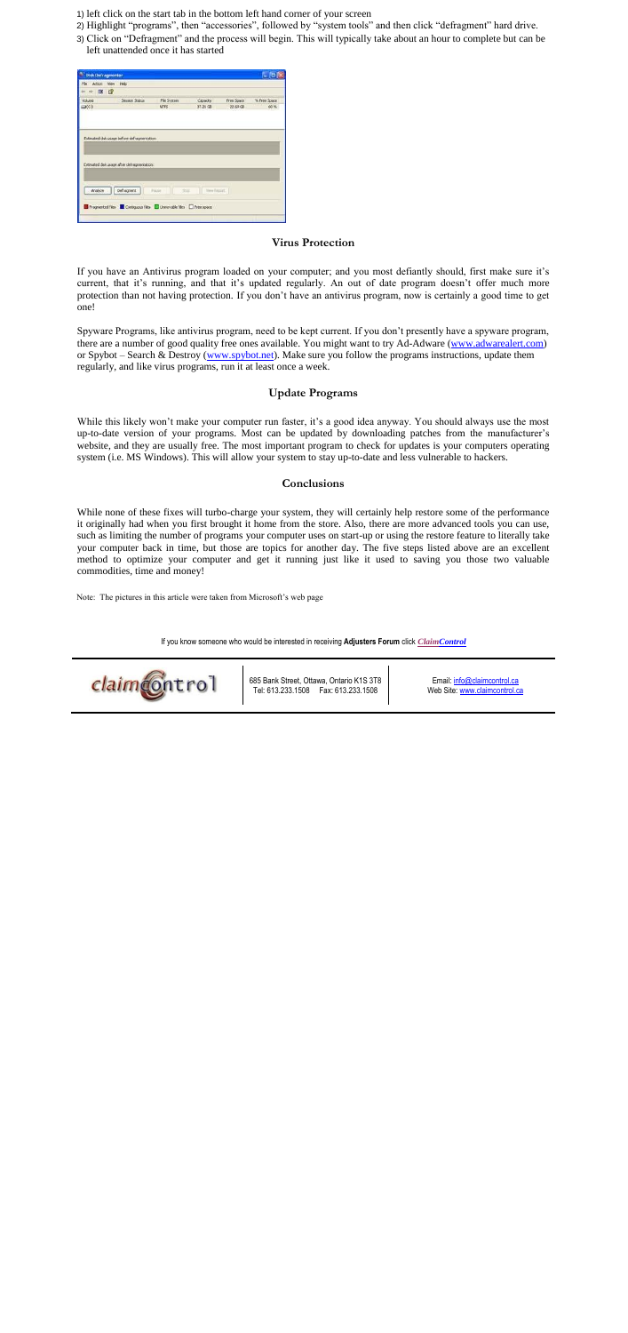1) left click on the start tab in the bottom left hand corner of your screen
2) Highlight "programs", then "accessories", followed by "system tools" and then click "defragment" hard drive.
3) Click on "Defragment" and the process will begin. This will typically take about an hour to complete but can be left unattended once it has started

## Virus Protection

If you have an Antivirus program loaded on your computer; and you most defiantly should, first make sure it's current, that it's running, and that it's updated regularly. An out of date program doesn't offer much more protection than not having protection. If you don't have an antivirus program, now is certainly a good time to get one!

Spyware Programs, like antivirus program, need to be kept current. If you don't presently have a spyware program, there are a number of good quality free ones available. You might want to try Ad-Adware (www.adwarealert.com) or Spybot – Search & Destroy (www.spybot.net). Make sure you follow the programs instructions, update them regularly, and like virus programs, run it at least once a week.

## Update Programs

While this likely won't make your computer run faster, it's a good idea anyway. You should always use the most up-to-date version of your programs. Most can be updated by downloading patches from the manufacturer's website, and they are usually free. The most important program to check for updates is your computers operating system (i.e. MS Windows). This will allow your system to stay up-to-date and less vulnerable to hackers.

## Conclusions

While none of these fixes will turbo-charge your system, they will certainly help restore some of the performance it originally had when you first brought it home from the store. Also, there are more advanced tools you can use, such as limiting the number of programs your computer uses on start-up or using the restore feature to literally take your computer back in time, but those are topics for another day. The five steps listed above are an excellent method to optimize your computer and get it running just like it used to saving you those two valuable commodities, time and money!

Note: The pictures in this article were taken from Microsoft's web page

If you know someone who would be interested in receiving **Adjusters Forum** click *ClaimControl*

685 Bank Street, Ottawa, Ontario K1S 3T8
Tel: 613.233.1508 Fax: 613.233.1508

Email: info@claimcontrol.ca
Web Site: www.claimcontrol.ca